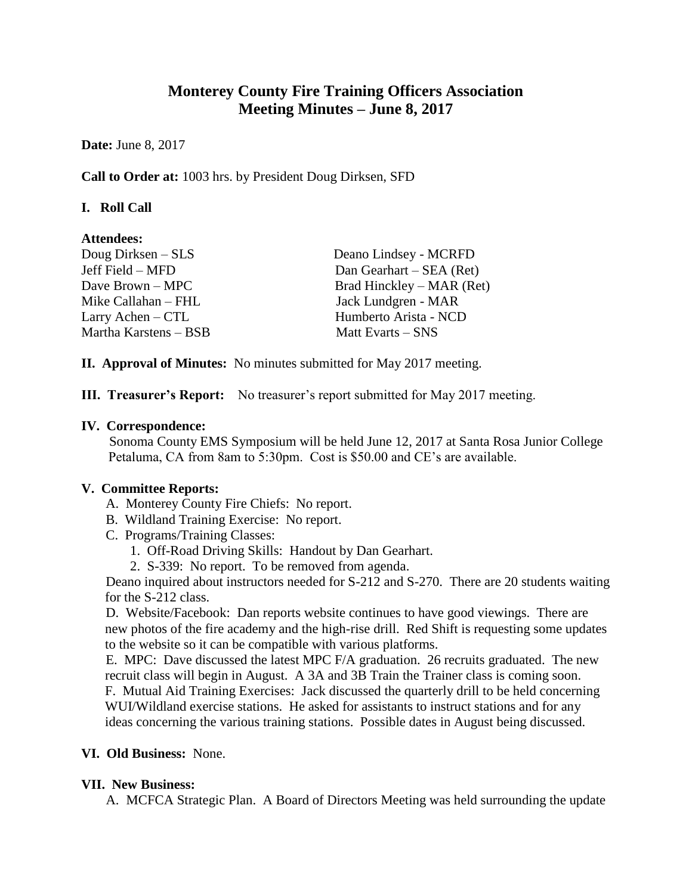# Monterey County Fire Training Officers Association
# Meeting Minutes – June 8, 2017

**Date:** June 8, 2017

**Call to Order at:** 1003 hrs. by President Doug Dirksen, SFD

## I. Roll Call

**Attendees:**

Doug Dirksen – SLS
Jeff Field – MFD
Dave Brown – MPC
Mike Callahan – FHL
Larry Achen – CTL
Martha Karstens – BSB
Deano Lindsey - MCRFD
Dan Gearhart – SEA (Ret)
Brad Hinckley – MAR (Ret)
Jack Lundgren - MAR
Humberto Arista - NCD
Matt Evarts – SNS

**II. Approval of Minutes:** No minutes submitted for May 2017 meeting.

**III. Treasurer's Report:** No treasurer's report submitted for May 2017 meeting.

## IV. Correspondence:

Sonoma County EMS Symposium will be held June 12, 2017 at Santa Rosa Junior College Petaluma, CA from 8am to 5:30pm. Cost is $50.00 and CE's are available.

## V. Committee Reports:

A. Monterey County Fire Chiefs: No report.
B. Wildland Training Exercise: No report.
C. Programs/Training Classes:
  1. Off-Road Driving Skills: Handout by Dan Gearhart.
  2. S-339: No report. To be removed from agenda.

Deano inquired about instructors needed for S-212 and S-270. There are 20 students waiting for the S-212 class.

D. Website/Facebook: Dan reports website continues to have good viewings. There are new photos of the fire academy and the high-rise drill. Red Shift is requesting some updates to the website so it can be compatible with various platforms.

E. MPC: Dave discussed the latest MPC F/A graduation. 26 recruits graduated. The new recruit class will begin in August. A 3A and 3B Train the Trainer class is coming soon.

F. Mutual Aid Training Exercises: Jack discussed the quarterly drill to be held concerning WUI/Wildland exercise stations. He asked for assistants to instruct stations and for any ideas concerning the various training stations. Possible dates in August being discussed.

**VI. Old Business:** None.

## VII. New Business:

A. MCFCA Strategic Plan. A Board of Directors Meeting was held surrounding the update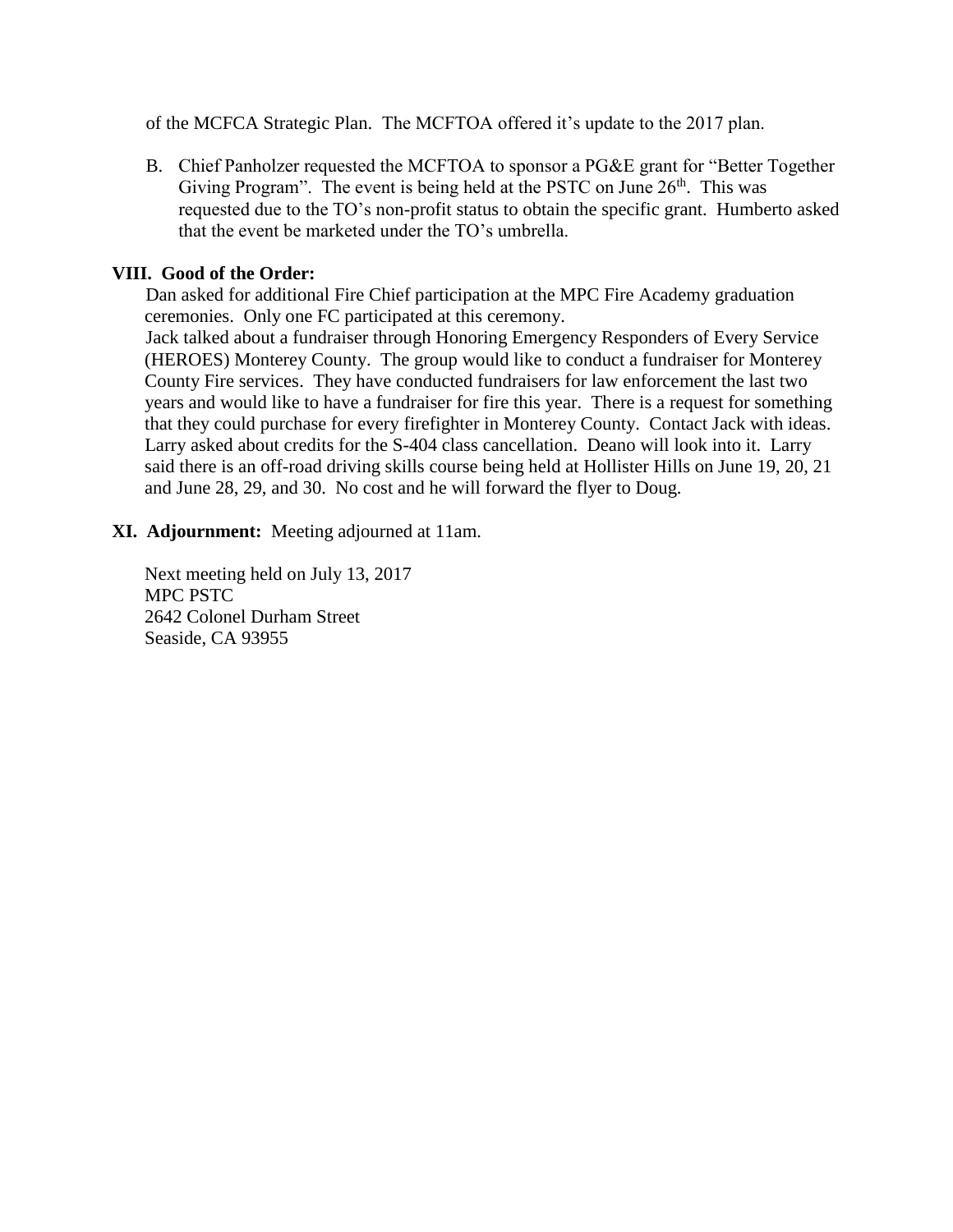of the MCFCA Strategic Plan. The MCFTOA offered it's update to the 2017 plan.

B. Chief Panholzer requested the MCFTOA to sponsor a PG&E grant for "Better Together Giving Program". The event is being held at the PSTC on June 26th. This was requested due to the TO's non-profit status to obtain the specific grant. Humberto asked that the event be marketed under the TO's umbrella.

**VIII. Good of the Order:**

Dan asked for additional Fire Chief participation at the MPC Fire Academy graduation ceremonies. Only one FC participated at this ceremony.
Jack talked about a fundraiser through Honoring Emergency Responders of Every Service (HEROES) Monterey County. The group would like to conduct a fundraiser for Monterey County Fire services. They have conducted fundraisers for law enforcement the last two years and would like to have a fundraiser for fire this year. There is a request for something that they could purchase for every firefighter in Monterey County. Contact Jack with ideas.
Larry asked about credits for the S-404 class cancellation. Deano will look into it. Larry said there is an off-road driving skills course being held at Hollister Hills on June 19, 20, 21 and June 28, 29, and 30. No cost and he will forward the flyer to Doug.

**XI. Adjournment:** Meeting adjourned at 11am.

Next meeting held on July 13, 2017
MPC PSTC
2642 Colonel Durham Street
Seaside, CA 93955